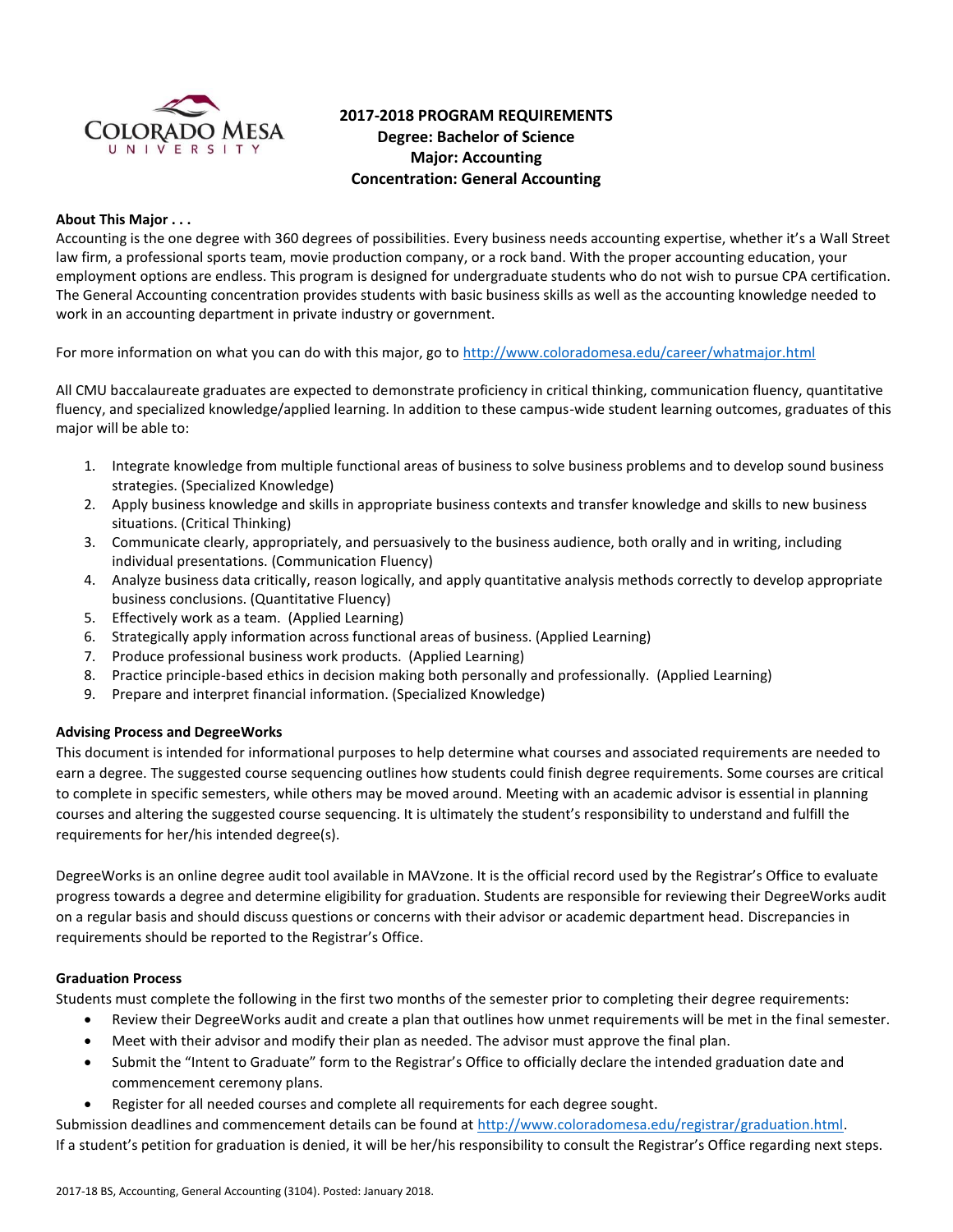# 2017-2018 PROGRAM REQUIREMENTS
## Degree: Bachelor of Science
## Major: Accounting
## Concentration: General Accounting

**About This Major . . .**

Accounting is the one degree with 360 degrees of possibilities. Every business needs accounting expertise, whether it's a Wall Street law firm, a professional sports team, movie production company, or a rock band. With the proper accounting education, your employment options are endless. This program is designed for undergraduate students who do not wish to pursue CPA certification. The General Accounting concentration provides students with basic business skills as well as the accounting knowledge needed to work in an accounting department in private industry or government.

For more information on what you can do with this major, go to http://www.coloradomesa.edu/career/whatmajor.html

All CMU baccalaureate graduates are expected to demonstrate proficiency in critical thinking, communication fluency, quantitative fluency, and specialized knowledge/applied learning. In addition to these campus-wide student learning outcomes, graduates of this major will be able to:

1. Integrate knowledge from multiple functional areas of business to solve business problems and to develop sound business strategies. (Specialized Knowledge)
2. Apply business knowledge and skills in appropriate business contexts and transfer knowledge and skills to new business situations. (Critical Thinking)
3. Communicate clearly, appropriately, and persuasively to the business audience, both orally and in writing, including individual presentations. (Communication Fluency)
4. Analyze business data critically, reason logically, and apply quantitative analysis methods correctly to develop appropriate business conclusions. (Quantitative Fluency)
5. Effectively work as a team. (Applied Learning)
6. Strategically apply information across functional areas of business. (Applied Learning)
7. Produce professional business work products. (Applied Learning)
8. Practice principle-based ethics in decision making both personally and professionally. (Applied Learning)
9. Prepare and interpret financial information. (Specialized Knowledge)

**Advising Process and DegreeWorks**

This document is intended for informational purposes to help determine what courses and associated requirements are needed to earn a degree. The suggested course sequencing outlines how students could finish degree requirements. Some courses are critical to complete in specific semesters, while others may be moved around. Meeting with an academic advisor is essential in planning courses and altering the suggested course sequencing. It is ultimately the student's responsibility to understand and fulfill the requirements for her/his intended degree(s).

DegreeWorks is an online degree audit tool available in MAVzone. It is the official record used by the Registrar's Office to evaluate progress towards a degree and determine eligibility for graduation. Students are responsible for reviewing their DegreeWorks audit on a regular basis and should discuss questions or concerns with their advisor or academic department head. Discrepancies in requirements should be reported to the Registrar's Office.

**Graduation Process**

Students must complete the following in the first two months of the semester prior to completing their degree requirements:

- Review their DegreeWorks audit and create a plan that outlines how unmet requirements will be met in the final semester.
- Meet with their advisor and modify their plan as needed. The advisor must approve the final plan.
- Submit the "Intent to Graduate" form to the Registrar's Office to officially declare the intended graduation date and commencement ceremony plans.
- Register for all needed courses and complete all requirements for each degree sought.

Submission deadlines and commencement details can be found at http://www.coloradomesa.edu/registrar/graduation.html.
If a student's petition for graduation is denied, it will be her/his responsibility to consult the Registrar's Office regarding next steps.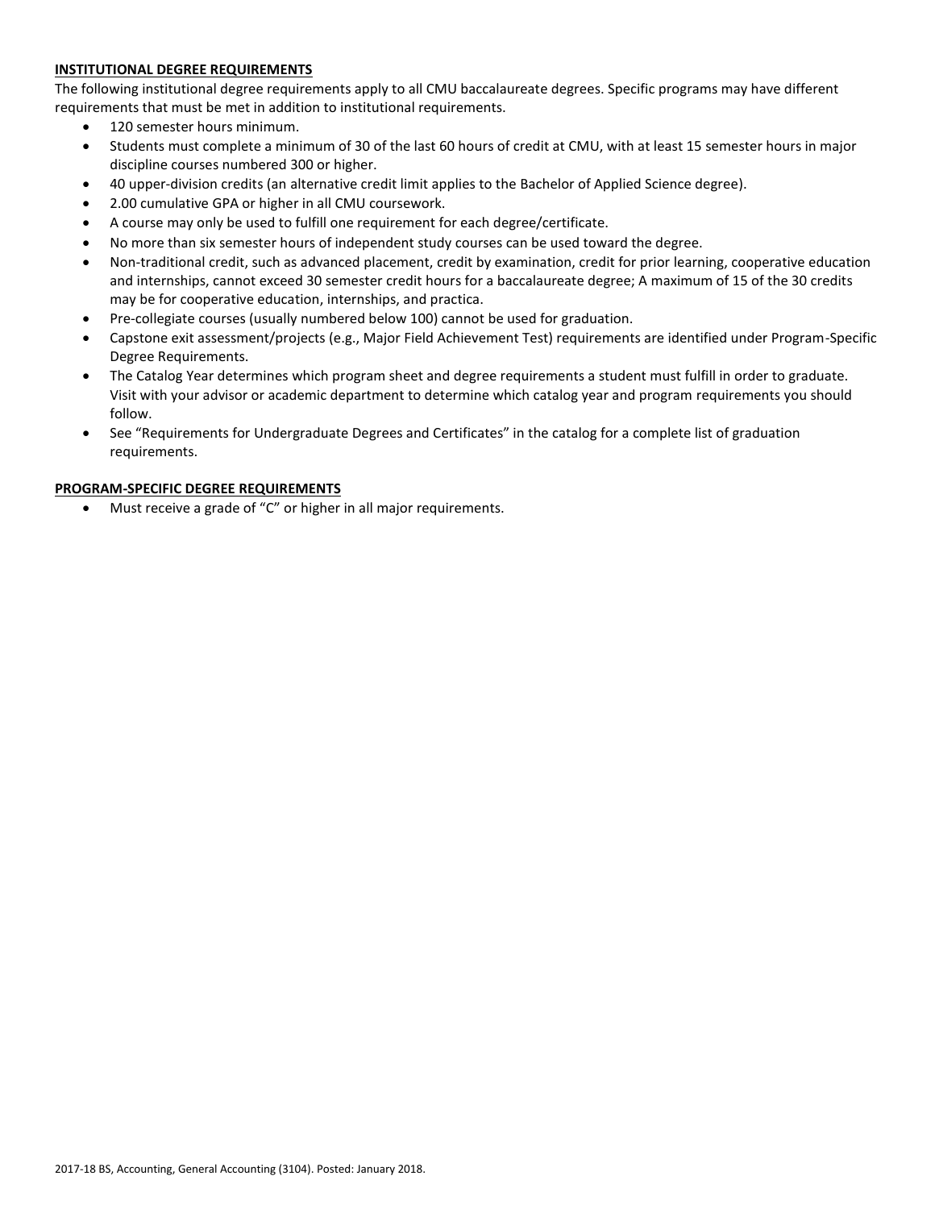## INSTITUTIONAL DEGREE REQUIREMENTS

The following institutional degree requirements apply to all CMU baccalaureate degrees. Specific programs may have different requirements that must be met in addition to institutional requirements.

- 120 semester hours minimum.
- Students must complete a minimum of 30 of the last 60 hours of credit at CMU, with at least 15 semester hours in major discipline courses numbered 300 or higher.
- 40 upper-division credits (an alternative credit limit applies to the Bachelor of Applied Science degree).
- 2.00 cumulative GPA or higher in all CMU coursework.
- A course may only be used to fulfill one requirement for each degree/certificate.
- No more than six semester hours of independent study courses can be used toward the degree.
- Non-traditional credit, such as advanced placement, credit by examination, credit for prior learning, cooperative education and internships, cannot exceed 30 semester credit hours for a baccalaureate degree; A maximum of 15 of the 30 credits may be for cooperative education, internships, and practica.
- Pre-collegiate courses (usually numbered below 100) cannot be used for graduation.
- Capstone exit assessment/projects (e.g., Major Field Achievement Test) requirements are identified under Program-Specific Degree Requirements.
- The Catalog Year determines which program sheet and degree requirements a student must fulfill in order to graduate. Visit with your advisor or academic department to determine which catalog year and program requirements you should follow.
- See "Requirements for Undergraduate Degrees and Certificates" in the catalog for a complete list of graduation requirements.

## PROGRAM-SPECIFIC DEGREE REQUIREMENTS

- Must receive a grade of "C" or higher in all major requirements.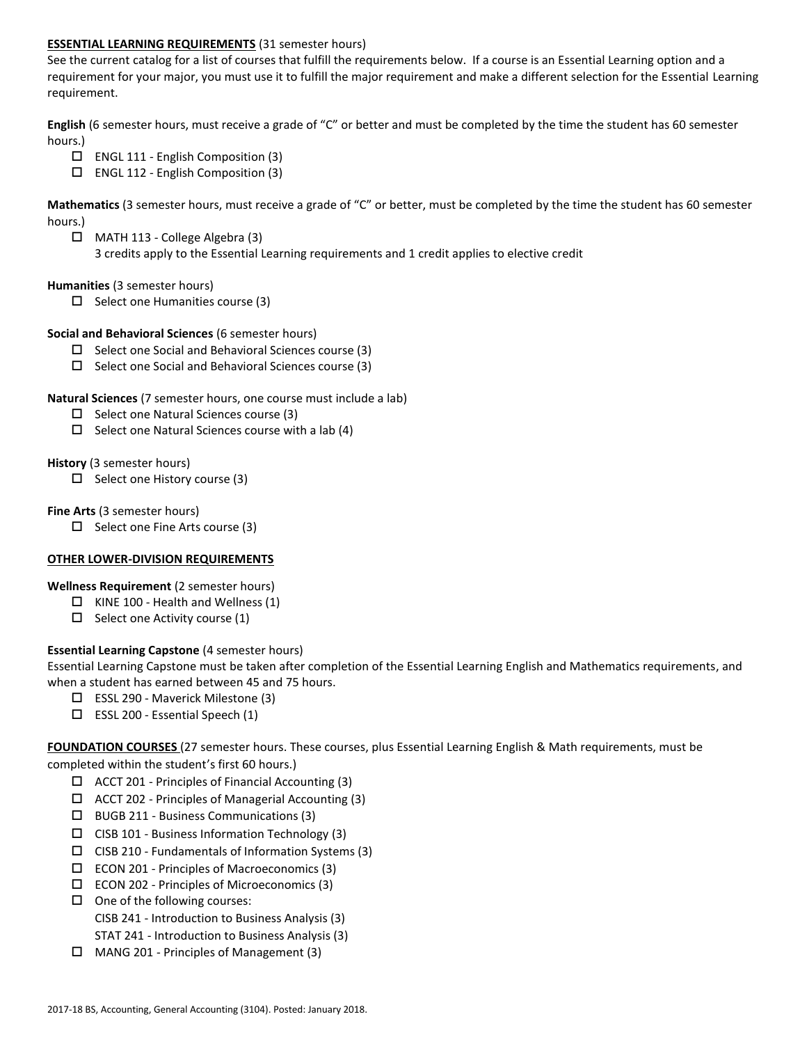**ESSENTIAL LEARNING REQUIREMENTS** (31 semester hours)

See the current catalog for a list of courses that fulfill the requirements below. If a course is an Essential Learning option and a requirement for your major, you must use it to fulfill the major requirement and make a different selection for the Essential Learning requirement.

**English** (6 semester hours, must receive a grade of "C" or better and must be completed by the time the student has 60 semester hours.)

- ☐ ENGL 111 - English Composition (3)
- ☐ ENGL 112 - English Composition (3)

**Mathematics** (3 semester hours, must receive a grade of "C" or better, must be completed by the time the student has 60 semester hours.)

- ☐ MATH 113 - College Algebra (3)
  3 credits apply to the Essential Learning requirements and 1 credit applies to elective credit

**Humanities** (3 semester hours)

- ☐ Select one Humanities course (3)

**Social and Behavioral Sciences** (6 semester hours)

- ☐ Select one Social and Behavioral Sciences course (3)
- ☐ Select one Social and Behavioral Sciences course (3)

**Natural Sciences** (7 semester hours, one course must include a lab)

- ☐ Select one Natural Sciences course (3)
- ☐ Select one Natural Sciences course with a lab (4)

**History** (3 semester hours)

- ☐ Select one History course (3)

**Fine Arts** (3 semester hours)

- ☐ Select one Fine Arts course (3)

**OTHER LOWER-DIVISION REQUIREMENTS**

**Wellness Requirement** (2 semester hours)

- ☐ KINE 100 - Health and Wellness (1)
- ☐ Select one Activity course (1)

**Essential Learning Capstone** (4 semester hours)

Essential Learning Capstone must be taken after completion of the Essential Learning English and Mathematics requirements, and when a student has earned between 45 and 75 hours.

- ☐ ESSL 290 - Maverick Milestone (3)
- ☐ ESSL 200 - Essential Speech (1)

**FOUNDATION COURSES** (27 semester hours. These courses, plus Essential Learning English & Math requirements, must be completed within the student's first 60 hours.)

- ☐ ACCT 201 - Principles of Financial Accounting (3)
- ☐ ACCT 202 - Principles of Managerial Accounting (3)
- ☐ BUGB 211 - Business Communications (3)
- ☐ CISB 101 - Business Information Technology (3)
- ☐ CISB 210 - Fundamentals of Information Systems (3)
- ☐ ECON 201 - Principles of Macroeconomics (3)
- ☐ ECON 202 - Principles of Microeconomics (3)
- ☐ One of the following courses:
  CISB 241 - Introduction to Business Analysis (3)
  STAT 241 - Introduction to Business Analysis (3)
- ☐ MANG 201 - Principles of Management (3)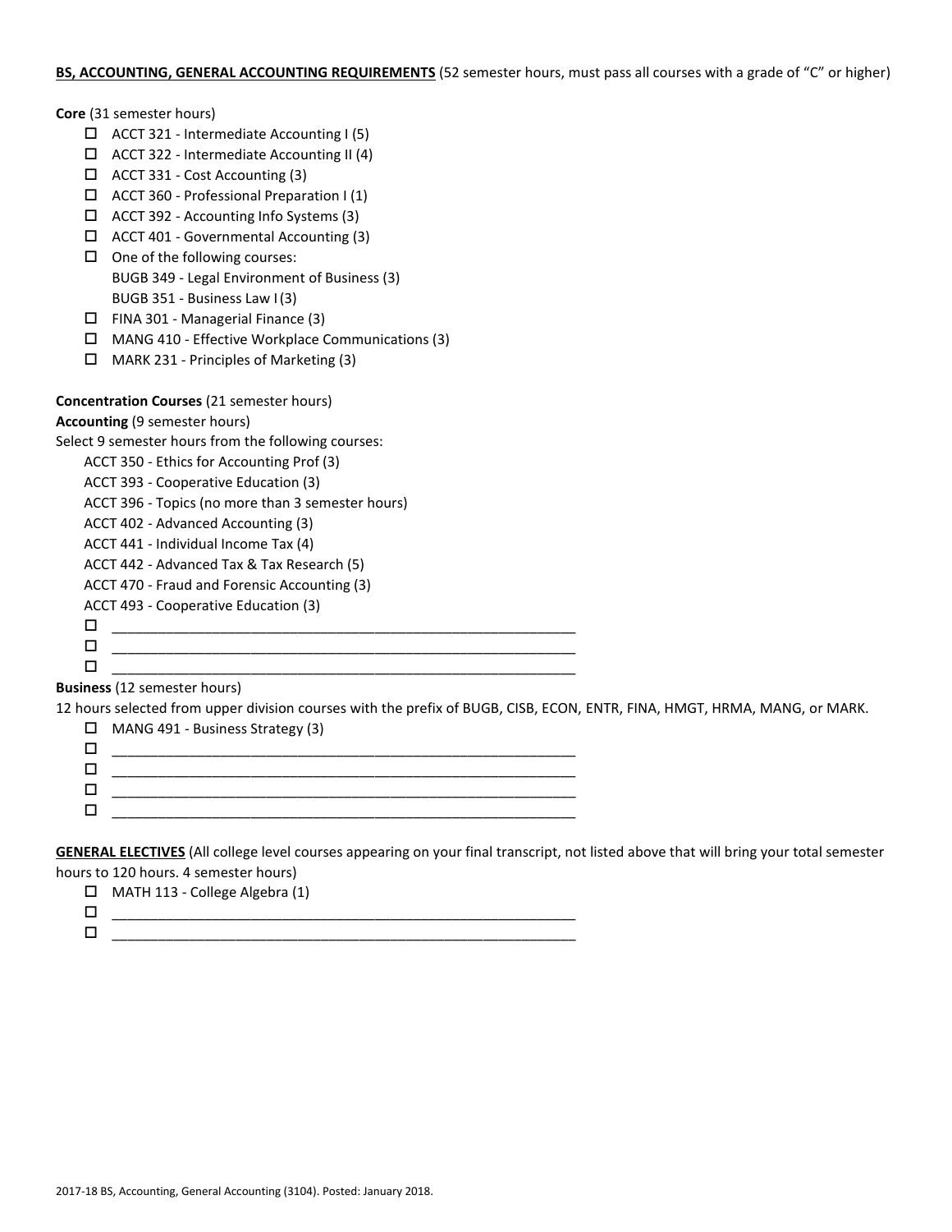**BS, ACCOUNTING, GENERAL ACCOUNTING REQUIREMENTS** (52 semester hours, must pass all courses with a grade of "C" or higher)

**Core** (31 semester hours)

- ☐ ACCT 321 - Intermediate Accounting I (5)
- ☐ ACCT 322 - Intermediate Accounting II (4)
- ☐ ACCT 331 - Cost Accounting (3)
- ☐ ACCT 360 - Professional Preparation I (1)
- ☐ ACCT 392 - Accounting Info Systems (3)
- ☐ ACCT 401 - Governmental Accounting (3)
- ☐ One of the following courses:
  BUGB 349 - Legal Environment of Business (3)
  BUGB 351 - Business Law I (3)
- ☐ FINA 301 - Managerial Finance (3)
- ☐ MANG 410 - Effective Workplace Communications (3)
- ☐ MARK 231 - Principles of Marketing (3)

**Concentration Courses** (21 semester hours)

**Accounting** (9 semester hours)

Select 9 semester hours from the following courses:

ACCT 350 - Ethics for Accounting Prof (3)
ACCT 393 - Cooperative Education (3)
ACCT 396 - Topics (no more than 3 semester hours)
ACCT 402 - Advanced Accounting (3)
ACCT 441 - Individual Income Tax (4)
ACCT 442 - Advanced Tax & Tax Research (5)
ACCT 470 - Fraud and Forensic Accounting (3)
ACCT 493 - Cooperative Education (3)

- ☐ ____________________________________________________________
- ☐ ____________________________________________________________
- ☐ ____________________________________________________________

**Business** (12 semester hours)

12 hours selected from upper division courses with the prefix of BUGB, CISB, ECON, ENTR, FINA, HMGT, HRMA, MANG, or MARK.

- ☐ MANG 491 - Business Strategy (3)
- ☐ ____________________________________________________________
- ☐ ____________________________________________________________
- ☐ ____________________________________________________________
- ☐ ____________________________________________________________

**GENERAL ELECTIVES** (All college level courses appearing on your final transcript, not listed above that will bring your total semester hours to 120 hours. 4 semester hours)

- ☐ MATH 113 - College Algebra (1)
- ☐ ____________________________________________________________
- ☐ ____________________________________________________________

2017-18 BS, Accounting, General Accounting (3104). Posted: January 2018.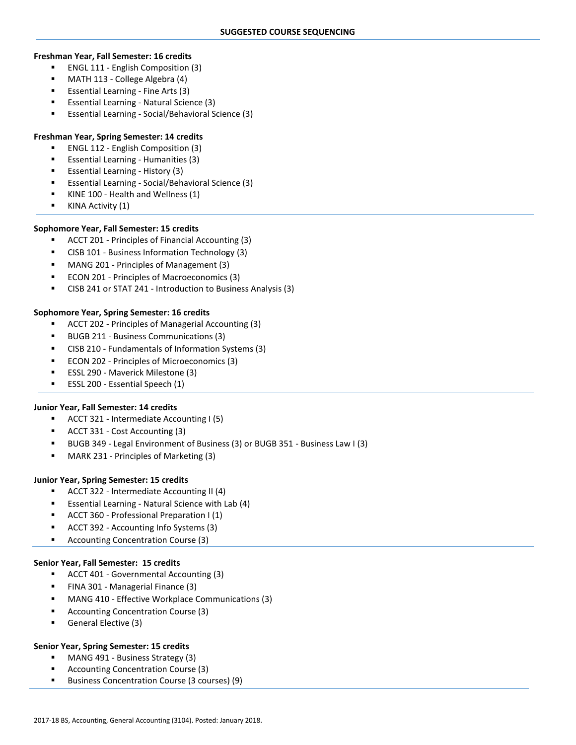## SUGGESTED COURSE SEQUENCING

**Freshman Year, Fall Semester: 16 credits**

- ENGL 111 - English Composition (3)
- MATH 113 - College Algebra (4)
- Essential Learning - Fine Arts (3)
- Essential Learning - Natural Science (3)
- Essential Learning - Social/Behavioral Science (3)

**Freshman Year, Spring Semester: 14 credits**

- ENGL 112 - English Composition (3)
- Essential Learning - Humanities (3)
- Essential Learning - History (3)
- Essential Learning - Social/Behavioral Science (3)
- KINE 100 - Health and Wellness (1)
- KINA Activity (1)

**Sophomore Year, Fall Semester: 15 credits**

- ACCT 201 - Principles of Financial Accounting (3)
- CISB 101 - Business Information Technology (3)
- MANG 201 - Principles of Management (3)
- ECON 201 - Principles of Macroeconomics (3)
- CISB 241 or STAT 241 - Introduction to Business Analysis (3)

**Sophomore Year, Spring Semester: 16 credits**

- ACCT 202 - Principles of Managerial Accounting (3)
- BUGB 211 - Business Communications (3)
- CISB 210 - Fundamentals of Information Systems (3)
- ECON 202 - Principles of Microeconomics (3)
- ESSL 290 - Maverick Milestone (3)
- ESSL 200 - Essential Speech (1)

**Junior Year, Fall Semester: 14 credits**

- ACCT 321 - Intermediate Accounting I (5)
- ACCT 331 - Cost Accounting (3)
- BUGB 349 - Legal Environment of Business (3) or BUGB 351 - Business Law I (3)
- MARK 231 - Principles of Marketing (3)

**Junior Year, Spring Semester: 15 credits**

- ACCT 322 - Intermediate Accounting II (4)
- Essential Learning - Natural Science with Lab (4)
- ACCT 360 - Professional Preparation I (1)
- ACCT 392 - Accounting Info Systems (3)
- Accounting Concentration Course (3)

**Senior Year, Fall Semester: 15 credits**

- ACCT 401 - Governmental Accounting (3)
- FINA 301 - Managerial Finance (3)
- MANG 410 - Effective Workplace Communications (3)
- Accounting Concentration Course (3)
- General Elective (3)

**Senior Year, Spring Semester: 15 credits**

- MANG 491 - Business Strategy (3)
- Accounting Concentration Course (3)
- Business Concentration Course (3 courses) (9)

2017-18 BS, Accounting, General Accounting (3104). Posted: January 2018.